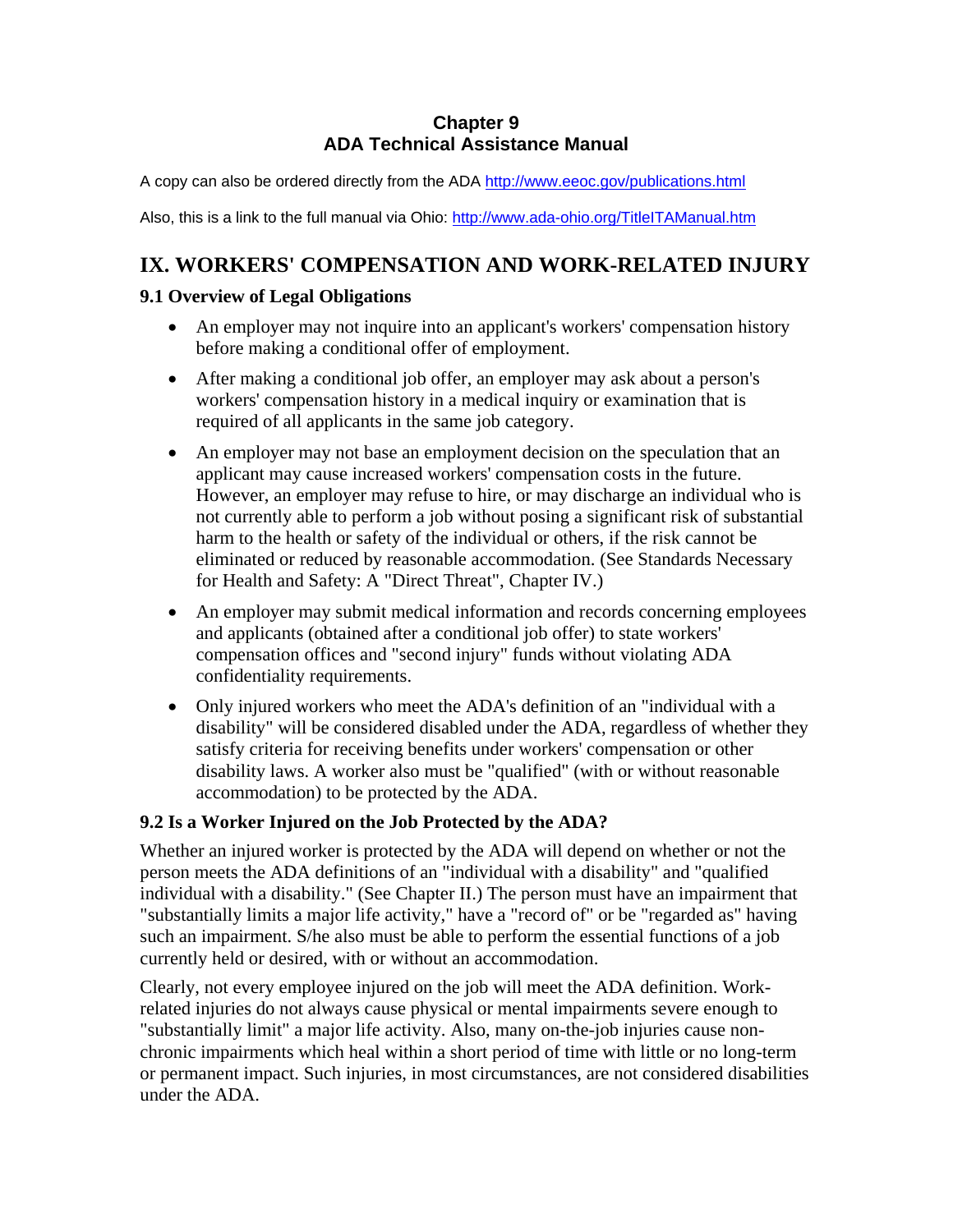**Chapter 9**
**ADA Technical Assistance Manual**

A copy can also be ordered directly from the ADA http://www.eeoc.gov/publications.html

Also, this is a link to the full manual via Ohio: http://www.ada-ohio.org/TitleITAManual.htm

# IX. WORKERS' COMPENSATION AND WORK-RELATED INJURY

### 9.1 Overview of Legal Obligations

- An employer may not inquire into an applicant's workers' compensation history before making a conditional offer of employment.
- After making a conditional job offer, an employer may ask about a person's workers' compensation history in a medical inquiry or examination that is required of all applicants in the same job category.
- An employer may not base an employment decision on the speculation that an applicant may cause increased workers' compensation costs in the future. However, an employer may refuse to hire, or may discharge an individual who is not currently able to perform a job without posing a significant risk of substantial harm to the health or safety of the individual or others, if the risk cannot be eliminated or reduced by reasonable accommodation. (See Standards Necessary for Health and Safety: A "Direct Threat", Chapter IV.)
- An employer may submit medical information and records concerning employees and applicants (obtained after a conditional job offer) to state workers' compensation offices and "second injury" funds without violating ADA confidentiality requirements.
- Only injured workers who meet the ADA's definition of an "individual with a disability" will be considered disabled under the ADA, regardless of whether they satisfy criteria for receiving benefits under workers' compensation or other disability laws. A worker also must be "qualified" (with or without reasonable accommodation) to be protected by the ADA.

### 9.2 Is a Worker Injured on the Job Protected by the ADA?

Whether an injured worker is protected by the ADA will depend on whether or not the person meets the ADA definitions of an "individual with a disability" and "qualified individual with a disability." (See Chapter II.) The person must have an impairment that "substantially limits a major life activity," have a "record of" or be "regarded as" having such an impairment. S/he also must be able to perform the essential functions of a job currently held or desired, with or without an accommodation.

Clearly, not every employee injured on the job will meet the ADA definition. Work-related injuries do not always cause physical or mental impairments severe enough to "substantially limit" a major life activity. Also, many on-the-job injuries cause non-chronic impairments which heal within a short period of time with little or no long-term or permanent impact. Such injuries, in most circumstances, are not considered disabilities under the ADA.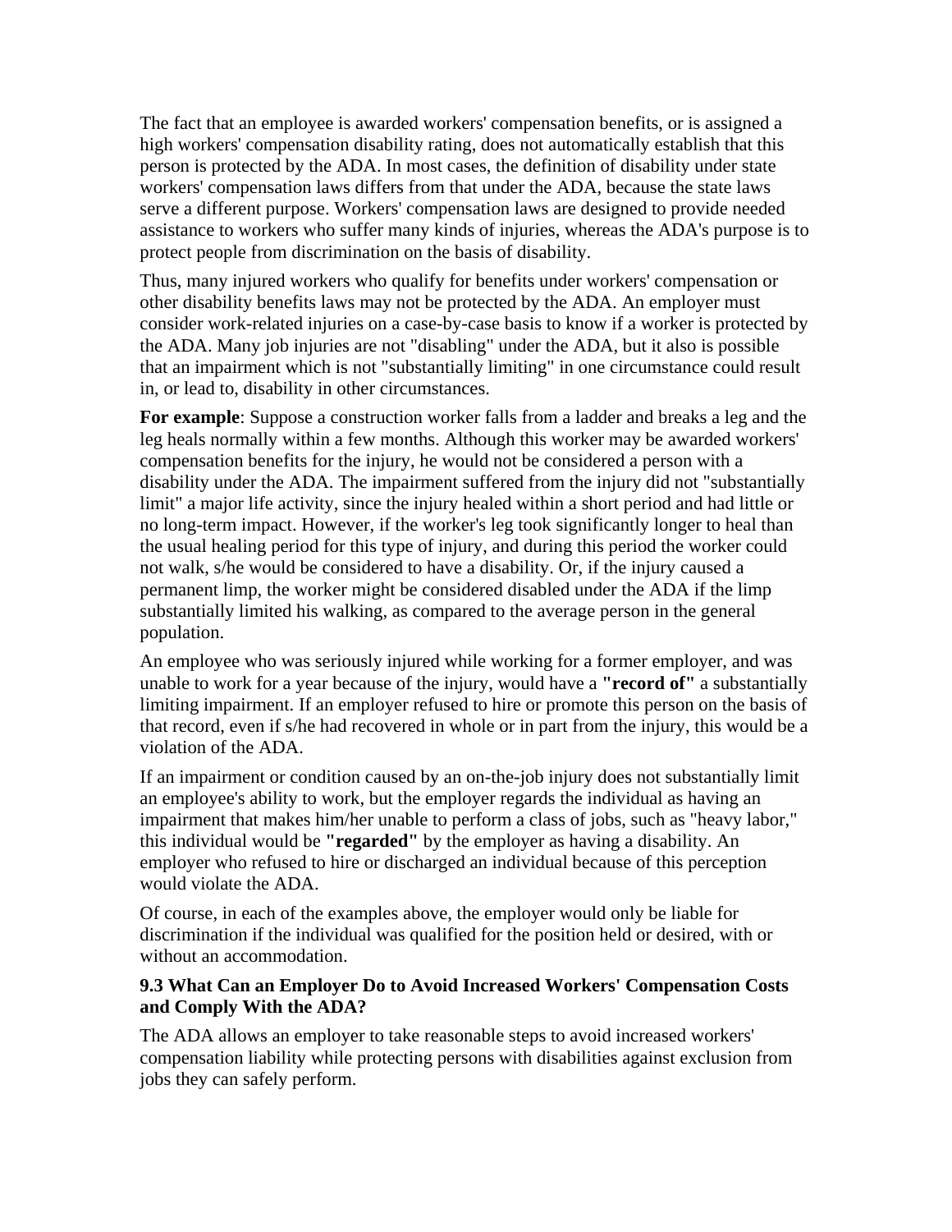The fact that an employee is awarded workers' compensation benefits, or is assigned a high workers' compensation disability rating, does not automatically establish that this person is protected by the ADA. In most cases, the definition of disability under state workers' compensation laws differs from that under the ADA, because the state laws serve a different purpose. Workers' compensation laws are designed to provide needed assistance to workers who suffer many kinds of injuries, whereas the ADA's purpose is to protect people from discrimination on the basis of disability.

Thus, many injured workers who qualify for benefits under workers' compensation or other disability benefits laws may not be protected by the ADA. An employer must consider work-related injuries on a case-by-case basis to know if a worker is protected by the ADA. Many job injuries are not "disabling" under the ADA, but it also is possible that an impairment which is not "substantially limiting" in one circumstance could result in, or lead to, disability in other circumstances.

**For example**: Suppose a construction worker falls from a ladder and breaks a leg and the leg heals normally within a few months. Although this worker may be awarded workers' compensation benefits for the injury, he would not be considered a person with a disability under the ADA. The impairment suffered from the injury did not "substantially limit" a major life activity, since the injury healed within a short period and had little or no long-term impact. However, if the worker's leg took significantly longer to heal than the usual healing period for this type of injury, and during this period the worker could not walk, s/he would be considered to have a disability. Or, if the injury caused a permanent limp, the worker might be considered disabled under the ADA if the limp substantially limited his walking, as compared to the average person in the general population.

An employee who was seriously injured while working for a former employer, and was unable to work for a year because of the injury, would have a **"record of"** a substantially limiting impairment. If an employer refused to hire or promote this person on the basis of that record, even if s/he had recovered in whole or in part from the injury, this would be a violation of the ADA.

If an impairment or condition caused by an on-the-job injury does not substantially limit an employee's ability to work, but the employer regards the individual as having an impairment that makes him/her unable to perform a class of jobs, such as "heavy labor," this individual would be **"regarded"** by the employer as having a disability. An employer who refused to hire or discharged an individual because of this perception would violate the ADA.

Of course, in each of the examples above, the employer would only be liable for discrimination if the individual was qualified for the position held or desired, with or without an accommodation.

### 9.3 What Can an Employer Do to Avoid Increased Workers' Compensation Costs and Comply With the ADA?

The ADA allows an employer to take reasonable steps to avoid increased workers' compensation liability while protecting persons with disabilities against exclusion from jobs they can safely perform.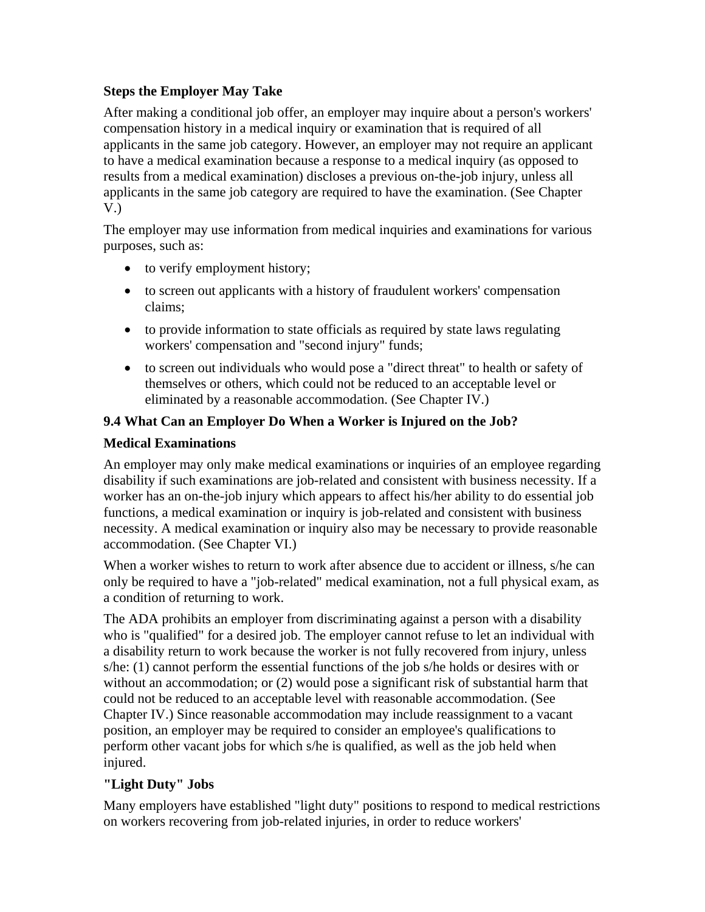**Steps the Employer May Take**

After making a conditional job offer, an employer may inquire about a person's workers' compensation history in a medical inquiry or examination that is required of all applicants in the same job category. However, an employer may not require an applicant to have a medical examination because a response to a medical inquiry (as opposed to results from a medical examination) discloses a previous on-the-job injury, unless all applicants in the same job category are required to have the examination. (See Chapter V.)

The employer may use information from medical inquiries and examinations for various purposes, such as:

- to verify employment history;
- to screen out applicants with a history of fraudulent workers' compensation claims;
- to provide information to state officials as required by state laws regulating workers' compensation and "second injury" funds;
- to screen out individuals who would pose a "direct threat" to health or safety of themselves or others, which could not be reduced to an acceptable level or eliminated by a reasonable accommodation. (See Chapter IV.)

**9.4 What Can an Employer Do When a Worker is Injured on the Job?**

**Medical Examinations**

An employer may only make medical examinations or inquiries of an employee regarding disability if such examinations are job-related and consistent with business necessity. If a worker has an on-the-job injury which appears to affect his/her ability to do essential job functions, a medical examination or inquiry is job-related and consistent with business necessity. A medical examination or inquiry also may be necessary to provide reasonable accommodation. (See Chapter VI.)

When a worker wishes to return to work after absence due to accident or illness, s/he can only be required to have a "job-related" medical examination, not a full physical exam, as a condition of returning to work.

The ADA prohibits an employer from discriminating against a person with a disability who is "qualified" for a desired job. The employer cannot refuse to let an individual with a disability return to work because the worker is not fully recovered from injury, unless s/he: (1) cannot perform the essential functions of the job s/he holds or desires with or without an accommodation; or (2) would pose a significant risk of substantial harm that could not be reduced to an acceptable level with reasonable accommodation. (See Chapter IV.) Since reasonable accommodation may include reassignment to a vacant position, an employer may be required to consider an employee's qualifications to perform other vacant jobs for which s/he is qualified, as well as the job held when injured.

**"Light Duty" Jobs**

Many employers have established "light duty" positions to respond to medical restrictions on workers recovering from job-related injuries, in order to reduce workers'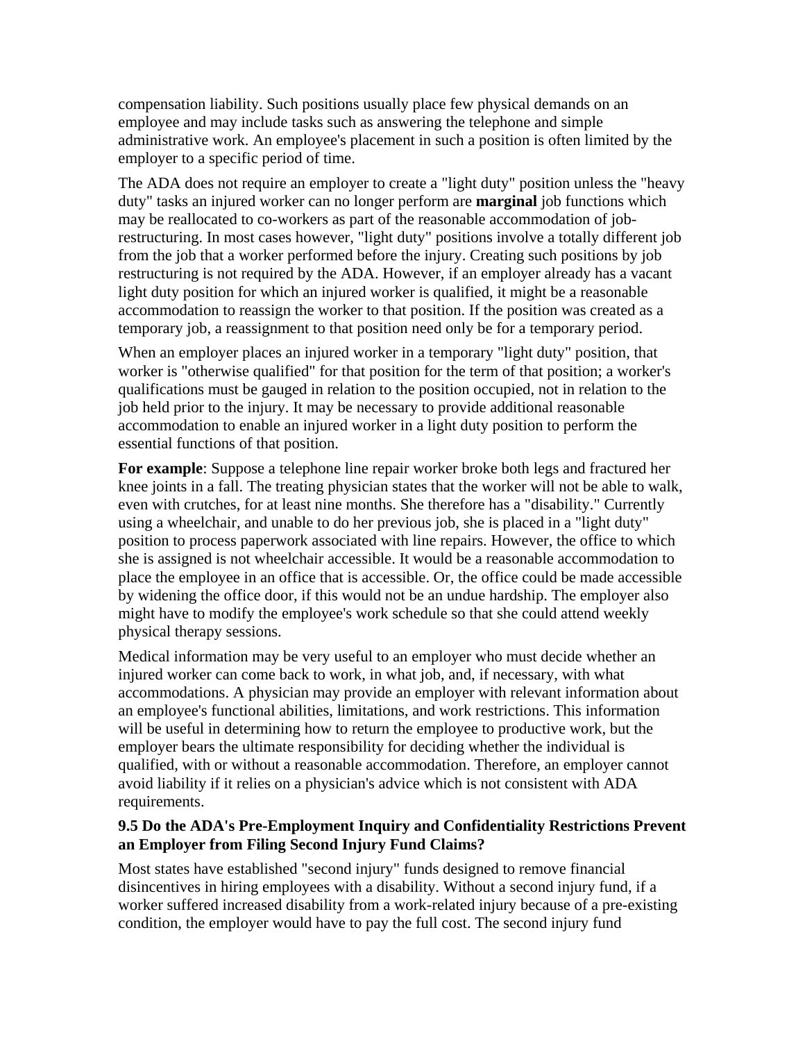compensation liability. Such positions usually place few physical demands on an employee and may include tasks such as answering the telephone and simple administrative work. An employee's placement in such a position is often limited by the employer to a specific period of time.

The ADA does not require an employer to create a "light duty" position unless the "heavy duty" tasks an injured worker can no longer perform are **marginal** job functions which may be reallocated to co-workers as part of the reasonable accommodation of job-restructuring. In most cases however, "light duty" positions involve a totally different job from the job that a worker performed before the injury. Creating such positions by job restructuring is not required by the ADA. However, if an employer already has a vacant light duty position for which an injured worker is qualified, it might be a reasonable accommodation to reassign the worker to that position. If the position was created as a temporary job, a reassignment to that position need only be for a temporary period.

When an employer places an injured worker in a temporary "light duty" position, that worker is "otherwise qualified" for that position for the term of that position; a worker's qualifications must be gauged in relation to the position occupied, not in relation to the job held prior to the injury. It may be necessary to provide additional reasonable accommodation to enable an injured worker in a light duty position to perform the essential functions of that position.

**For example**: Suppose a telephone line repair worker broke both legs and fractured her knee joints in a fall. The treating physician states that the worker will not be able to walk, even with crutches, for at least nine months. She therefore has a "disability." Currently using a wheelchair, and unable to do her previous job, she is placed in a "light duty" position to process paperwork associated with line repairs. However, the office to which she is assigned is not wheelchair accessible. It would be a reasonable accommodation to place the employee in an office that is accessible. Or, the office could be made accessible by widening the office door, if this would not be an undue hardship. The employer also might have to modify the employee's work schedule so that she could attend weekly physical therapy sessions.

Medical information may be very useful to an employer who must decide whether an injured worker can come back to work, in what job, and, if necessary, with what accommodations. A physician may provide an employer with relevant information about an employee's functional abilities, limitations, and work restrictions. This information will be useful in determining how to return the employee to productive work, but the employer bears the ultimate responsibility for deciding whether the individual is qualified, with or without a reasonable accommodation. Therefore, an employer cannot avoid liability if it relies on a physician's advice which is not consistent with ADA requirements.

### 9.5 Do the ADA's Pre-Employment Inquiry and Confidentiality Restrictions Prevent an Employer from Filing Second Injury Fund Claims?

Most states have established "second injury" funds designed to remove financial disincentives in hiring employees with a disability. Without a second injury fund, if a worker suffered increased disability from a work-related injury because of a pre-existing condition, the employer would have to pay the full cost. The second injury fund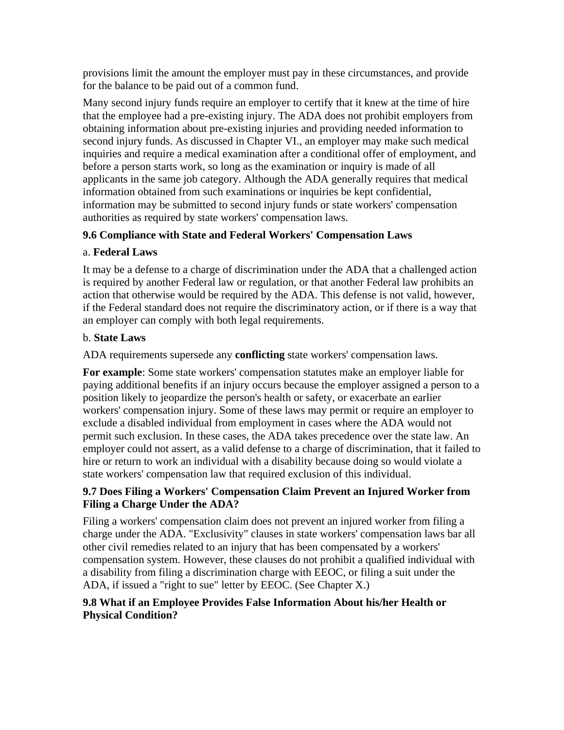provisions limit the amount the employer must pay in these circumstances, and provide for the balance to be paid out of a common fund.

Many second injury funds require an employer to certify that it knew at the time of hire that the employee had a pre-existing injury. The ADA does not prohibit employers from obtaining information about pre-existing injuries and providing needed information to second injury funds. As discussed in Chapter VI., an employer may make such medical inquiries and require a medical examination after a conditional offer of employment, and before a person starts work, so long as the examination or inquiry is made of all applicants in the same job category. Although the ADA generally requires that medical information obtained from such examinations or inquiries be kept confidential, information may be submitted to second injury funds or state workers' compensation authorities as required by state workers' compensation laws.

### 9.6 Compliance with State and Federal Workers' Compensation Laws

a. **Federal Laws**

It may be a defense to a charge of discrimination under the ADA that a challenged action is required by another Federal law or regulation, or that another Federal law prohibits an action that otherwise would be required by the ADA. This defense is not valid, however, if the Federal standard does not require the discriminatory action, or if there is a way that an employer can comply with both legal requirements.

b. **State Laws**

ADA requirements supersede any **conflicting** state workers' compensation laws.

**For example**: Some state workers' compensation statutes make an employer liable for paying additional benefits if an injury occurs because the employer assigned a person to a position likely to jeopardize the person's health or safety, or exacerbate an earlier workers' compensation injury. Some of these laws may permit or require an employer to exclude a disabled individual from employment in cases where the ADA would not permit such exclusion. In these cases, the ADA takes precedence over the state law. An employer could not assert, as a valid defense to a charge of discrimination, that it failed to hire or return to work an individual with a disability because doing so would violate a state workers' compensation law that required exclusion of this individual.

### 9.7 Does Filing a Workers' Compensation Claim Prevent an Injured Worker from Filing a Charge Under the ADA?

Filing a workers' compensation claim does not prevent an injured worker from filing a charge under the ADA. "Exclusivity" clauses in state workers' compensation laws bar all other civil remedies related to an injury that has been compensated by a workers' compensation system. However, these clauses do not prohibit a qualified individual with a disability from filing a discrimination charge with EEOC, or filing a suit under the ADA, if issued a "right to sue" letter by EEOC. (See Chapter X.)

### 9.8 What if an Employee Provides False Information About his/her Health or Physical Condition?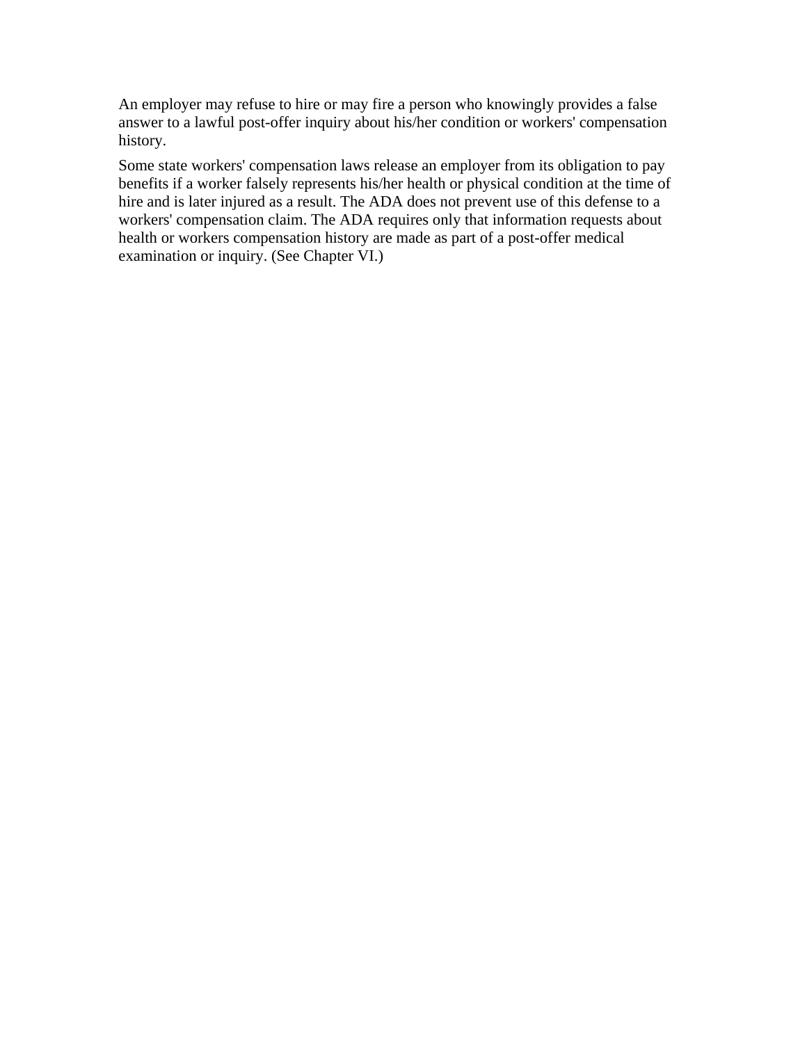An employer may refuse to hire or may fire a person who knowingly provides a false answer to a lawful post-offer inquiry about his/her condition or workers' compensation history.

Some state workers' compensation laws release an employer from its obligation to pay benefits if a worker falsely represents his/her health or physical condition at the time of hire and is later injured as a result. The ADA does not prevent use of this defense to a workers' compensation claim. The ADA requires only that information requests about health or workers compensation history are made as part of a post-offer medical examination or inquiry. (See Chapter VI.)